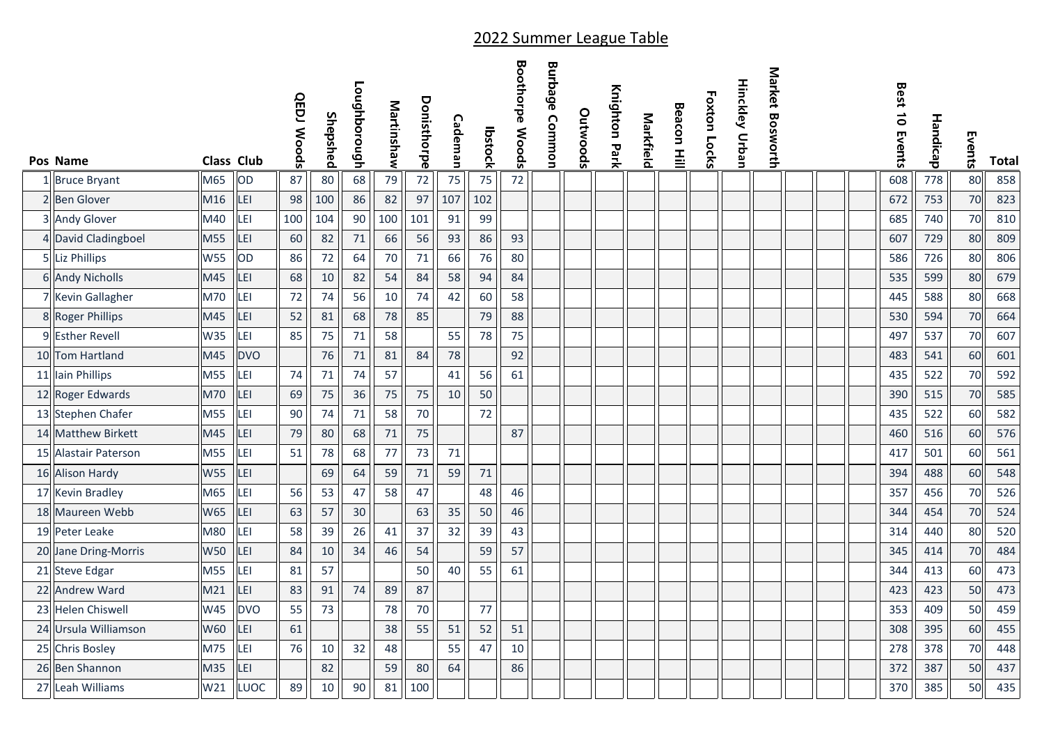# 2022 Summer League Table

| Pos | Name | Class | Club | QEDJ Woods | Shepshed | Loughborough | Martinshaw | Donisthorpe | Cademan | Ibstock | Boothorpe Woods | Burbage Common | Outwoods | Knighton Park | Markfield | Beacon Hill | Foxton Locks | Hinckley Urban | Market Bosworth | | | | Best 10 Events | Handicap | Events | Total |
|---|---|---|---|---|---|---|---|---|---|---|---|---|---|---|---|---|---|---|---|---|---|---|---|---|---|---|
| 1 | Bruce Bryant | M65 | OD | 87 | 80 | 68 | 79 | 72 | 75 | 75 | 72 | | | | | | | | | | | | 608 | 778 | 80 | 858 |
| 2 | Ben Glover | M16 | LEI | 98 | 100 | 86 | 82 | 97 | 107 | 102 | | | | | | | | | | | | | 672 | 753 | 70 | 823 |
| 3 | Andy Glover | M40 | LEI | 100 | 104 | 90 | 100 | 101 | 91 | 99 | | | | | | | | | | | | | 685 | 740 | 70 | 810 |
| 4 | David Cladingboel | M55 | LEI | 60 | 82 | 71 | 66 | 56 | 93 | 86 | 93 | | | | | | | | | | | | 607 | 729 | 80 | 809 |
| 5 | Liz Phillips | W55 | OD | 86 | 72 | 64 | 70 | 71 | 66 | 76 | 80 | | | | | | | | | | | | 586 | 726 | 80 | 806 |
| 6 | Andy Nicholls | M45 | LEI | 68 | 10 | 82 | 54 | 84 | 58 | 94 | 84 | | | | | | | | | | | | 535 | 599 | 80 | 679 |
| 7 | Kevin Gallagher | M70 | LEI | 72 | 74 | 56 | 10 | 74 | 42 | 60 | 58 | | | | | | | | | | | | 445 | 588 | 80 | 668 |
| 8 | Roger Phillips | M45 | LEI | 52 | 81 | 68 | 78 | 85 | | 79 | 88 | | | | | | | | | | | | 530 | 594 | 70 | 664 |
| 9 | Esther Revell | W35 | LEI | 85 | 75 | 71 | 58 | | 55 | 78 | 75 | | | | | | | | | | | | 497 | 537 | 70 | 607 |
| 10 | Tom Hartland | M45 | DVO | | 76 | 71 | 81 | 84 | 78 | | 92 | | | | | | | | | | | | 483 | 541 | 60 | 601 |
| 11 | Iain Phillips | M55 | LEI | 74 | 71 | 74 | 57 | | 41 | 56 | 61 | | | | | | | | | | | | 435 | 522 | 70 | 592 |
| 12 | Roger Edwards | M70 | LEI | 69 | 75 | 36 | 75 | 75 | 10 | 50 | | | | | | | | | | | | | 390 | 515 | 70 | 585 |
| 13 | Stephen Chafer | M55 | LEI | 90 | 74 | 71 | 58 | 70 | | 72 | | | | | | | | | | | | | 435 | 522 | 60 | 582 |
| 14 | Matthew Birkett | M45 | LEI | 79 | 80 | 68 | 71 | 75 | | | 87 | | | | | | | | | | | | 460 | 516 | 60 | 576 |
| 15 | Alastair Paterson | M55 | LEI | 51 | 78 | 68 | 77 | 73 | 71 | | | | | | | | | | | | | | 417 | 501 | 60 | 561 |
| 16 | Alison Hardy | W55 | LEI | | 69 | 64 | 59 | 71 | 59 | 71 | | | | | | | | | | | | | 394 | 488 | 60 | 548 |
| 17 | Kevin Bradley | M65 | LEI | 56 | 53 | 47 | 58 | 47 | | 48 | 46 | | | | | | | | | | | | 357 | 456 | 70 | 526 |
| 18 | Maureen Webb | W65 | LEI | 63 | 57 | 30 | | 63 | 35 | 50 | 46 | | | | | | | | | | | | 344 | 454 | 70 | 524 |
| 19 | Peter Leake | M80 | LEI | 58 | 39 | 26 | 41 | 37 | 32 | 39 | 43 | | | | | | | | | | | | 314 | 440 | 80 | 520 |
| 20 | Jane Dring-Morris | W50 | LEI | 84 | 10 | 34 | 46 | 54 | | 59 | 57 | | | | | | | | | | | | 345 | 414 | 70 | 484 |
| 21 | Steve Edgar | M55 | LEI | 81 | 57 | | | 50 | 40 | 55 | 61 | | | | | | | | | | | | 344 | 413 | 60 | 473 |
| 22 | Andrew Ward | M21 | LEI | 83 | 91 | 74 | 89 | 87 | | | | | | | | | | | | | | | 423 | 423 | 50 | 473 |
| 23 | Helen Chiswell | W45 | DVO | 55 | 73 | | 78 | 70 | | 77 | | | | | | | | | | | | | 353 | 409 | 50 | 459 |
| 24 | Ursula Williamson | W60 | LEI | 61 | | | 38 | 55 | 51 | 52 | 51 | | | | | | | | | | | | 308 | 395 | 60 | 455 |
| 25 | Chris Bosley | M75 | LEI | 76 | 10 | 32 | 48 | | 55 | 47 | 10 | | | | | | | | | | | | 278 | 378 | 70 | 448 |
| 26 | Ben Shannon | M35 | LEI | | 82 | | 59 | 80 | 64 | | 86 | | | | | | | | | | | | 372 | 387 | 50 | 437 |
| 27 | Leah Williams | W21 | LUOC | 89 | 10 | 90 | 81 | 100 | | | | | | | | | | | | | | | 370 | 385 | 50 | 435 |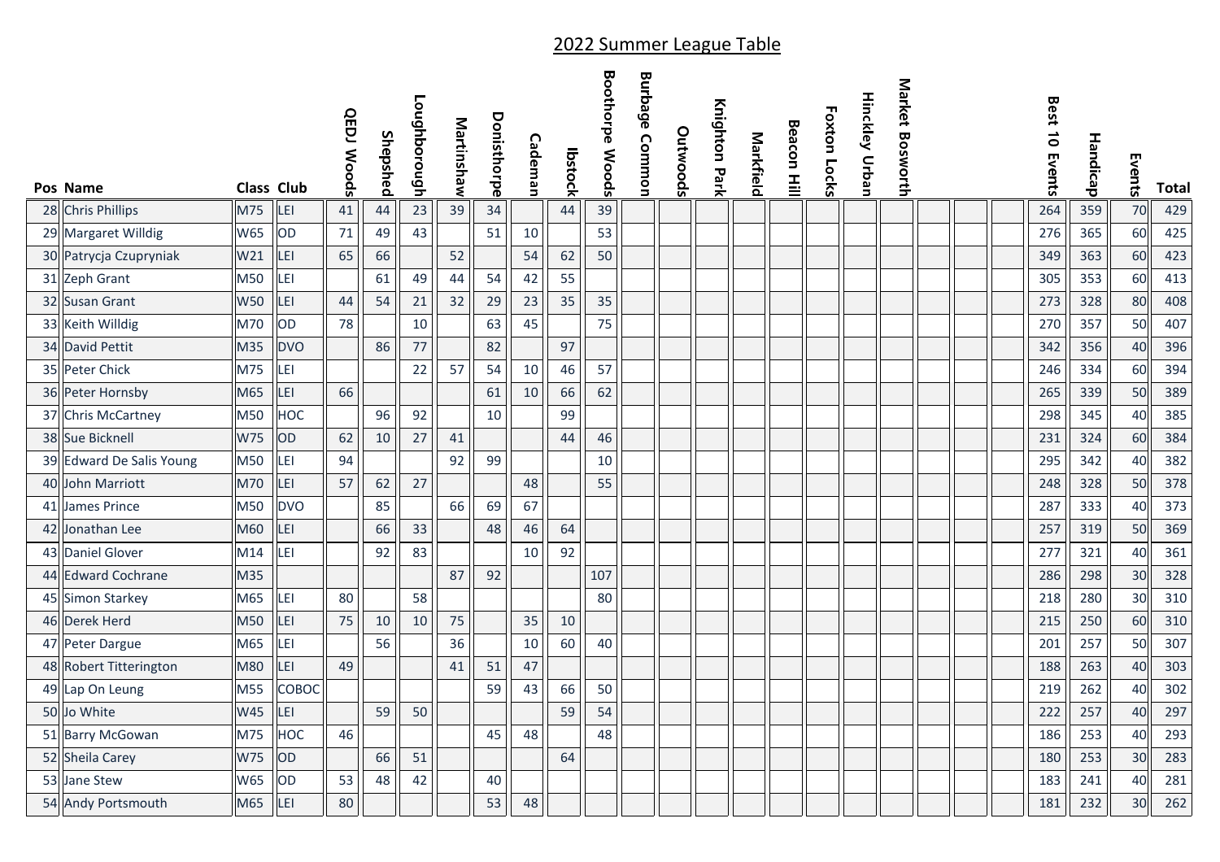# 2022 Summer League Table

| Pos | Name | Class | Club | QEDJ Woods | Shepshed | Loughborough | Martinshaw | Donisthorpe | Cademan | Ibstock | Boothorpe Woods | Burbage Common | Outwoods | Knighton Park | Markfield | Beacon Hill | Foxton Locks | Hinckley Urban | Market Bosworth | | | | Best 10 Events | Handicap | Events | Total |
|---|---|---|---|---|---|---|---|---|---|---|---|---|---|---|---|---|---|---|---|---|---|---|---|---|---|---|
| 28 | Chris Phillips | M75 | LEI | 41 | 44 | 23 | 39 | 34 | | 44 | 39 | | | | | | | | | | | | 264 | 359 | 70 | 429 |
| 29 | Margaret Willdig | W65 | OD | 71 | 49 | 43 | | 51 | 10 | | 53 | | | | | | | | | | | | 276 | 365 | 60 | 425 |
| 30 | Patrycja Czupryniak | W21 | LEI | 65 | 66 | | 52 | | 54 | 62 | 50 | | | | | | | | | | | | 349 | 363 | 60 | 423 |
| 31 | Zeph Grant | M50 | LEI | | 61 | 49 | 44 | 54 | 42 | 55 | | | | | | | | | | | | | 305 | 353 | 60 | 413 |
| 32 | Susan Grant | W50 | LEI | 44 | 54 | 21 | 32 | 29 | 23 | 35 | 35 | | | | | | | | | | | | 273 | 328 | 80 | 408 |
| 33 | Keith Willdig | M70 | OD | 78 | | 10 | | 63 | 45 | | 75 | | | | | | | | | | | | 270 | 357 | 50 | 407 |
| 34 | David Pettit | M35 | DVO | | 86 | 77 | | 82 | | 97 | | | | | | | | | | | | | 342 | 356 | 40 | 396 |
| 35 | Peter Chick | M75 | LEI | | | 22 | 57 | 54 | 10 | 46 | 57 | | | | | | | | | | | | 246 | 334 | 60 | 394 |
| 36 | Peter Hornsby | M65 | LEI | 66 | | | | 61 | 10 | 66 | 62 | | | | | | | | | | | | 265 | 339 | 50 | 389 |
| 37 | Chris McCartney | M50 | HOC | | 96 | 92 | | 10 | | 99 | | | | | | | | | | | | | 298 | 345 | 40 | 385 |
| 38 | Sue Bicknell | W75 | OD | 62 | 10 | 27 | 41 | | | 44 | 46 | | | | | | | | | | | | 231 | 324 | 60 | 384 |
| 39 | Edward De Salis Young | M50 | LEI | 94 | | | 92 | 99 | | | 10 | | | | | | | | | | | | 295 | 342 | 40 | 382 |
| 40 | John Marriott | M70 | LEI | 57 | 62 | 27 | | | 48 | | 55 | | | | | | | | | | | | 248 | 328 | 50 | 378 |
| 41 | James Prince | M50 | DVO | | 85 | | 66 | 69 | 67 | | | | | | | | | | | | | | 287 | 333 | 40 | 373 |
| 42 | Jonathan Lee | M60 | LEI | | 66 | 33 | | 48 | 46 | 64 | | | | | | | | | | | | | 257 | 319 | 50 | 369 |
| 43 | Daniel Glover | M14 | LEI | | 92 | 83 | | | 10 | 92 | | | | | | | | | | | | | 277 | 321 | 40 | 361 |
| 44 | Edward Cochrane | M35 | | | | | 87 | 92 | | | 107 | | | | | | | | | | | | 286 | 298 | 30 | 328 |
| 45 | Simon Starkey | M65 | LEI | 80 | | 58 | | | | | 80 | | | | | | | | | | | | 218 | 280 | 30 | 310 |
| 46 | Derek Herd | M50 | LEI | 75 | 10 | 10 | 75 | | 35 | 10 | | | | | | | | | | | | | 215 | 250 | 60 | 310 |
| 47 | Peter Dargue | M65 | LEI | | 56 | | 36 | | 10 | 60 | 40 | | | | | | | | | | | | 201 | 257 | 50 | 307 |
| 48 | Robert Titterington | M80 | LEI | 49 | | | 41 | 51 | 47 | | | | | | | | | | | | | | 188 | 263 | 40 | 303 |
| 49 | Lap On Leung | M55 | COBOC | | | | | 59 | 43 | 66 | 50 | | | | | | | | | | | | 219 | 262 | 40 | 302 |
| 50 | Jo White | W45 | LEI | | 59 | 50 | | | | 59 | 54 | | | | | | | | | | | | 222 | 257 | 40 | 297 |
| 51 | Barry McGowan | M75 | HOC | 46 | | | | 45 | 48 | | 48 | | | | | | | | | | | | 186 | 253 | 40 | 293 |
| 52 | Sheila Carey | W75 | OD | | 66 | 51 | | | | 64 | | | | | | | | | | | | | 180 | 253 | 30 | 283 |
| 53 | Jane Stew | W65 | OD | 53 | 48 | 42 | | 40 | | | | | | | | | | | | | | | 183 | 241 | 40 | 281 |
| 54 | Andy Portsmouth | M65 | LEI | 80 | | | | 53 | 48 | | | | | | | | | | | | | | 181 | 232 | 30 | 262 |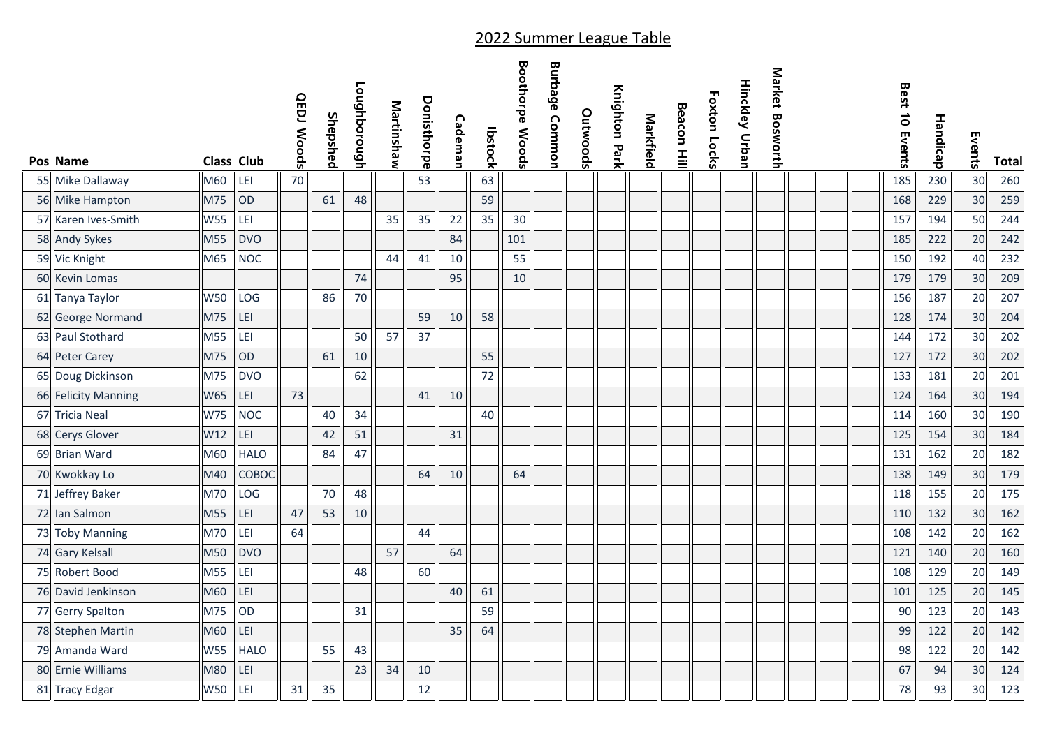# 2022 Summer League Table

| Pos | Name | Class | Club | QEDJ Woods | Shepshed | Loughborough | Martinshaw | Donisthorpe | Cademan | Ibstock | Boothorpe Woods | Burbage Common | Outwoods | Knighton Park | Markfield | Beacon Hill | Foxton Locks | Hinckley Urban | Market Bosworth | | | | Best 10 Events | Handicap | Events | Total |
|---|---|---|---|---|---|---|---|---|---|---|---|---|---|---|---|---|---|---|---|---|---|---|---|---|---|---|
| 55 | Mike Dallaway | M60 | LEI | 70 | | | | 53 | | 63 | | | | | | | | | | | | | 185 | 230 | 30 | 260 |
| 56 | Mike Hampton | M75 | OD | | 61 | 48 | | | | 59 | | | | | | | | | | | | | 168 | 229 | 30 | 259 |
| 57 | Karen Ives-Smith | W55 | LEI | | | | 35 | 35 | 22 | 35 | 30 | | | | | | | | | | | | 157 | 194 | 50 | 244 |
| 58 | Andy Sykes | M55 | DVO | | | | | | 84 | | 101 | | | | | | | | | | | | 185 | 222 | 20 | 242 |
| 59 | Vic Knight | M65 | NOC | | | | 44 | 41 | 10 | | 55 | | | | | | | | | | | | 150 | 192 | 40 | 232 |
| 60 | Kevin Lomas | | | | | 74 | | | 95 | | 10 | | | | | | | | | | | | 179 | 179 | 30 | 209 |
| 61 | Tanya Taylor | W50 | LOG | | 86 | 70 | | | | | | | | | | | | | | | | | 156 | 187 | 20 | 207 |
| 62 | George Normand | M75 | LEI | | | | | 59 | 10 | 58 | | | | | | | | | | | | | 128 | 174 | 30 | 204 |
| 63 | Paul Stothard | M55 | LEI | | | 50 | 57 | 37 | | | | | | | | | | | | | | | 144 | 172 | 30 | 202 |
| 64 | Peter Carey | M75 | OD | | 61 | 10 | | | | 55 | | | | | | | | | | | | | 127 | 172 | 30 | 202 |
| 65 | Doug Dickinson | M75 | DVO | | | 62 | | | | 72 | | | | | | | | | | | | | 133 | 181 | 20 | 201 |
| 66 | Felicity Manning | W65 | LEI | 73 | | | | 41 | 10 | | | | | | | | | | | | | | 124 | 164 | 30 | 194 |
| 67 | Tricia Neal | W75 | NOC | | 40 | 34 | | | | 40 | | | | | | | | | | | | | 114 | 160 | 30 | 190 |
| 68 | Cerys Glover | W12 | LEI | | 42 | 51 | | | 31 | | | | | | | | | | | | | | 125 | 154 | 30 | 184 |
| 69 | Brian Ward | M60 | HALO | | 84 | 47 | | | | | | | | | | | | | | | | | 131 | 162 | 20 | 182 |
| 70 | Kwokkay Lo | M40 | COBOC | | | | | 64 | 10 | | 64 | | | | | | | | | | | | 138 | 149 | 30 | 179 |
| 71 | Jeffrey Baker | M70 | LOG | | 70 | 48 | | | | | | | | | | | | | | | | | 118 | 155 | 20 | 175 |
| 72 | Ian Salmon | M55 | LEI | 47 | 53 | 10 | | | | | | | | | | | | | | | | | 110 | 132 | 30 | 162 |
| 73 | Toby Manning | M70 | LEI | 64 | | | | 44 | | | | | | | | | | | | | | | 108 | 142 | 20 | 162 |
| 74 | Gary Kelsall | M50 | DVO | | | | 57 | | 64 | | | | | | | | | | | | | | 121 | 140 | 20 | 160 |
| 75 | Robert Bood | M55 | LEI | | | 48 | | 60 | | | | | | | | | | | | | | | 108 | 129 | 20 | 149 |
| 76 | David Jenkinson | M60 | LEI | | | | | | 40 | 61 | | | | | | | | | | | | | 101 | 125 | 20 | 145 |
| 77 | Gerry Spalton | M75 | OD | | | 31 | | | | 59 | | | | | | | | | | | | | 90 | 123 | 20 | 143 |
| 78 | Stephen Martin | M60 | LEI | | | | | | 35 | 64 | | | | | | | | | | | | | 99 | 122 | 20 | 142 |
| 79 | Amanda Ward | W55 | HALO | | 55 | 43 | | | | | | | | | | | | | | | | | 98 | 122 | 20 | 142 |
| 80 | Ernie Williams | M80 | LEI | | | 23 | 34 | 10 | | | | | | | | | | | | | | | 67 | 94 | 30 | 124 |
| 81 | Tracy Edgar | W50 | LEI | 31 | 35 | | | 12 | | | | | | | | | | | | | | | 78 | 93 | 30 | 123 |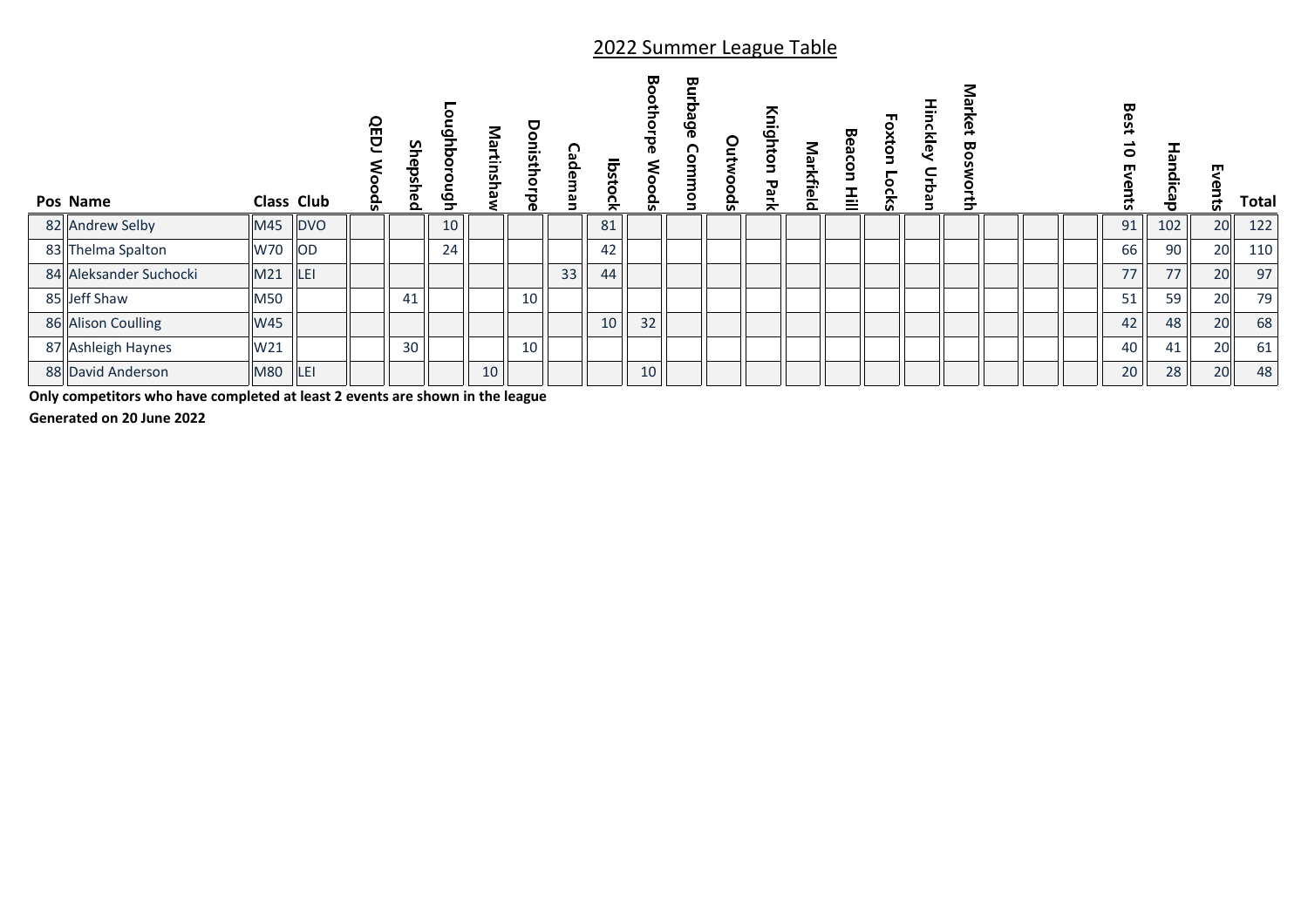# 2022 Summer League Table

| Pos | Name | Class | Club | QEDJ Woods | Shepshed | Loughborough | Martinshaw | Donisthorpe | Cademan | Ibstock | Boothorpe Woods | Burbage Common | Outwoods | Knighton Park | Markfield | Beacon Hill | Foxton Locks | Hinckley Urban | Market Bosworth | | | | Best 10 Events | Handicap | Events | Total |
|---|---|---|---|---|---|---|---|---|---|---|---|---|---|---|---|---|---|---|---|---|---|---|---|---|---|---|
| 82 | Andrew Selby | M45 | DVO | | | 10 | | | | 81 | | | | | | | | | | | | | 91 | 102 | 20 | 122 |
| 83 | Thelma Spalton | W70 | OD | | | 24 | | | | 42 | | | | | | | | | | | | | 66 | 90 | 20 | 110 |
| 84 | Aleksander Suchocki | M21 | LEI | | | | | | 33 | 44 | | | | | | | | | | | | | 77 | 77 | 20 | 97 |
| 85 | Jeff Shaw | M50 | | | 41 | | | 10 | | | | | | | | | | | | | | | 51 | 59 | 20 | 79 |
| 86 | Alison Coulling | W45 | | | | | | | | 10 | 32 | | | | | | | | | | | | 42 | 48 | 20 | 68 |
| 87 | Ashleigh Haynes | W21 | | | 30 | | | 10 | | | | | | | | | | | | | | | 40 | 41 | 20 | 61 |
| 88 | David Anderson | M80 | LEI | | | | 10 | | | | 10 | | | | | | | | | | | | 20 | 28 | 20 | 48 |

**Only competitors who have completed at least 2 events are shown in the league**

**Generated on 20 June 2022**